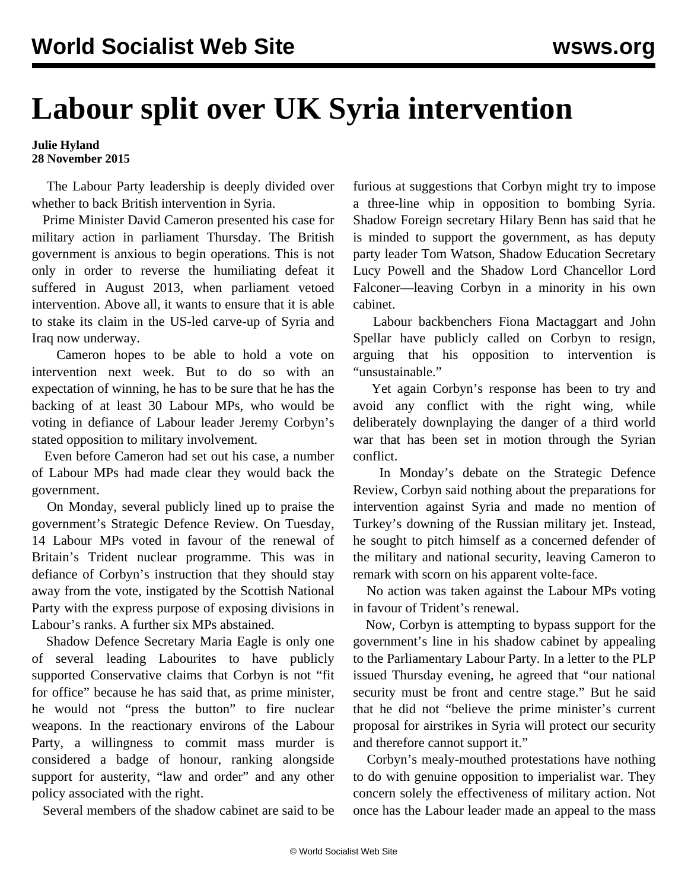# Labour split over UK Syria intervention

**Julie Hyland**
**28 November 2015**

The Labour Party leadership is deeply divided over whether to back British intervention in Syria.

Prime Minister David Cameron presented his case for military action in parliament Thursday. The British government is anxious to begin operations. This is not only in order to reverse the humiliating defeat it suffered in August 2013, when parliament vetoed intervention. Above all, it wants to ensure that it is able to stake its claim in the US-led carve-up of Syria and Iraq now underway.

Cameron hopes to be able to hold a vote on intervention next week. But to do so with an expectation of winning, he has to be sure that he has the backing of at least 30 Labour MPs, who would be voting in defiance of Labour leader Jeremy Corbyn's stated opposition to military involvement.

Even before Cameron had set out his case, a number of Labour MPs had made clear they would back the government.

On Monday, several publicly lined up to praise the government's Strategic Defence Review. On Tuesday, 14 Labour MPs voted in favour of the renewal of Britain's Trident nuclear programme. This was in defiance of Corbyn's instruction that they should stay away from the vote, instigated by the Scottish National Party with the express purpose of exposing divisions in Labour's ranks. A further six MPs abstained.

Shadow Defence Secretary Maria Eagle is only one of several leading Labourites to have publicly supported Conservative claims that Corbyn is not "fit for office" because he has said that, as prime minister, he would not "press the button" to fire nuclear weapons. In the reactionary environs of the Labour Party, a willingness to commit mass murder is considered a badge of honour, ranking alongside support for austerity, "law and order" and any other policy associated with the right.

Several members of the shadow cabinet are said to be furious at suggestions that Corbyn might try to impose a three-line whip in opposition to bombing Syria. Shadow Foreign secretary Hilary Benn has said that he is minded to support the government, as has deputy party leader Tom Watson, Shadow Education Secretary Lucy Powell and the Shadow Lord Chancellor Lord Falconer—leaving Corbyn in a minority in his own cabinet.

Labour backbenchers Fiona Mactaggart and John Spellar have publicly called on Corbyn to resign, arguing that his opposition to intervention is "unsustainable."

Yet again Corbyn's response has been to try and avoid any conflict with the right wing, while deliberately downplaying the danger of a third world war that has been set in motion through the Syrian conflict.

In Monday's debate on the Strategic Defence Review, Corbyn said nothing about the preparations for intervention against Syria and made no mention of Turkey's downing of the Russian military jet. Instead, he sought to pitch himself as a concerned defender of the military and national security, leaving Cameron to remark with scorn on his apparent volte-face.

No action was taken against the Labour MPs voting in favour of Trident's renewal.

Now, Corbyn is attempting to bypass support for the government's line in his shadow cabinet by appealing to the Parliamentary Labour Party. In a letter to the PLP issued Thursday evening, he agreed that "our national security must be front and centre stage." But he said that he did not "believe the prime minister's current proposal for airstrikes in Syria will protect our security and therefore cannot support it."

Corbyn's mealy-mouthed protestations have nothing to do with genuine opposition to imperialist war. They concern solely the effectiveness of military action. Not once has the Labour leader made an appeal to the mass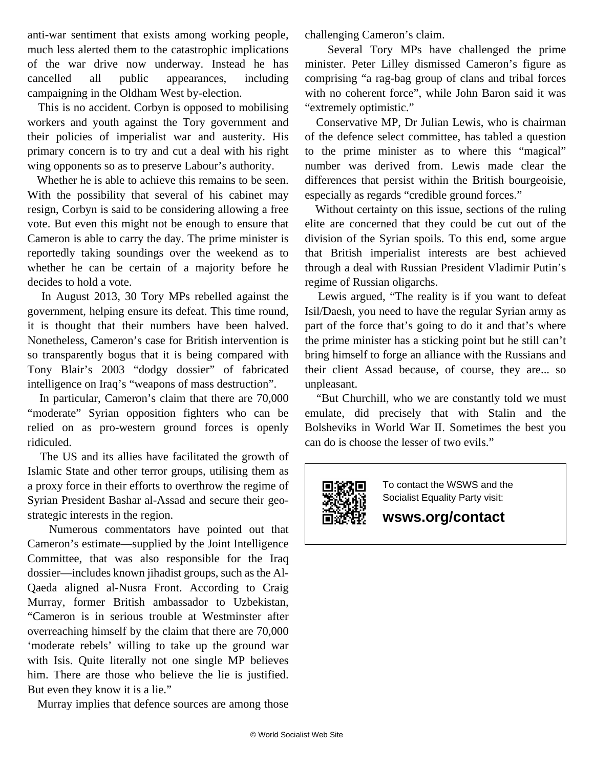anti-war sentiment that exists among working people, much less alerted them to the catastrophic implications of the war drive now underway. Instead he has cancelled all public appearances, including campaigning in the Oldham West by-election.

This is no accident. Corbyn is opposed to mobilising workers and youth against the Tory government and their policies of imperialist war and austerity. His primary concern is to try and cut a deal with his right wing opponents so as to preserve Labour's authority.

Whether he is able to achieve this remains to be seen. With the possibility that several of his cabinet may resign, Corbyn is said to be considering allowing a free vote. But even this might not be enough to ensure that Cameron is able to carry the day. The prime minister is reportedly taking soundings over the weekend as to whether he can be certain of a majority before he decides to hold a vote.

In August 2013, 30 Tory MPs rebelled against the government, helping ensure its defeat. This time round, it is thought that their numbers have been halved. Nonetheless, Cameron's case for British intervention is so transparently bogus that it is being compared with Tony Blair's 2003 "dodgy dossier" of fabricated intelligence on Iraq's "weapons of mass destruction".

In particular, Cameron's claim that there are 70,000 "moderate" Syrian opposition fighters who can be relied on as pro-western ground forces is openly ridiculed.

The US and its allies have facilitated the growth of Islamic State and other terror groups, utilising them as a proxy force in their efforts to overthrow the regime of Syrian President Bashar al-Assad and secure their geo-strategic interests in the region.

Numerous commentators have pointed out that Cameron's estimate—supplied by the Joint Intelligence Committee, that was also responsible for the Iraq dossier—includes known jihadist groups, such as the Al-Qaeda aligned al-Nusra Front. According to Craig Murray, former British ambassador to Uzbekistan, "Cameron is in serious trouble at Westminster after overreaching himself by the claim that there are 70,000 'moderate rebels' willing to take up the ground war with Isis. Quite literally not one single MP believes him. There are those who believe the lie is justified. But even they know it is a lie."

Murray implies that defence sources are among those challenging Cameron's claim.

Several Tory MPs have challenged the prime minister. Peter Lilley dismissed Cameron's figure as comprising "a rag-bag group of clans and tribal forces with no coherent force", while John Baron said it was "extremely optimistic."

Conservative MP, Dr Julian Lewis, who is chairman of the defence select committee, has tabled a question to the prime minister as to where this "magical" number was derived from. Lewis made clear the differences that persist within the British bourgeoisie, especially as regards "credible ground forces."

Without certainty on this issue, sections of the ruling elite are concerned that they could be cut out of the division of the Syrian spoils. To this end, some argue that British imperialist interests are best achieved through a deal with Russian President Vladimir Putin's regime of Russian oligarchs.

Lewis argued, "The reality is if you want to defeat Isil/Daesh, you need to have the regular Syrian army as part of the force that's going to do it and that's where the prime minister has a sticking point but he still can't bring himself to forge an alliance with the Russians and their client Assad because, of course, they are... so unpleasant.

"But Churchill, who we are constantly told we must emulate, did precisely that with Stalin and the Bolsheviks in World War II. Sometimes the best you can do is choose the lesser of two evils."

To contact the WSWS and the Socialist Equality Party visit:

**wsws.org/contact**